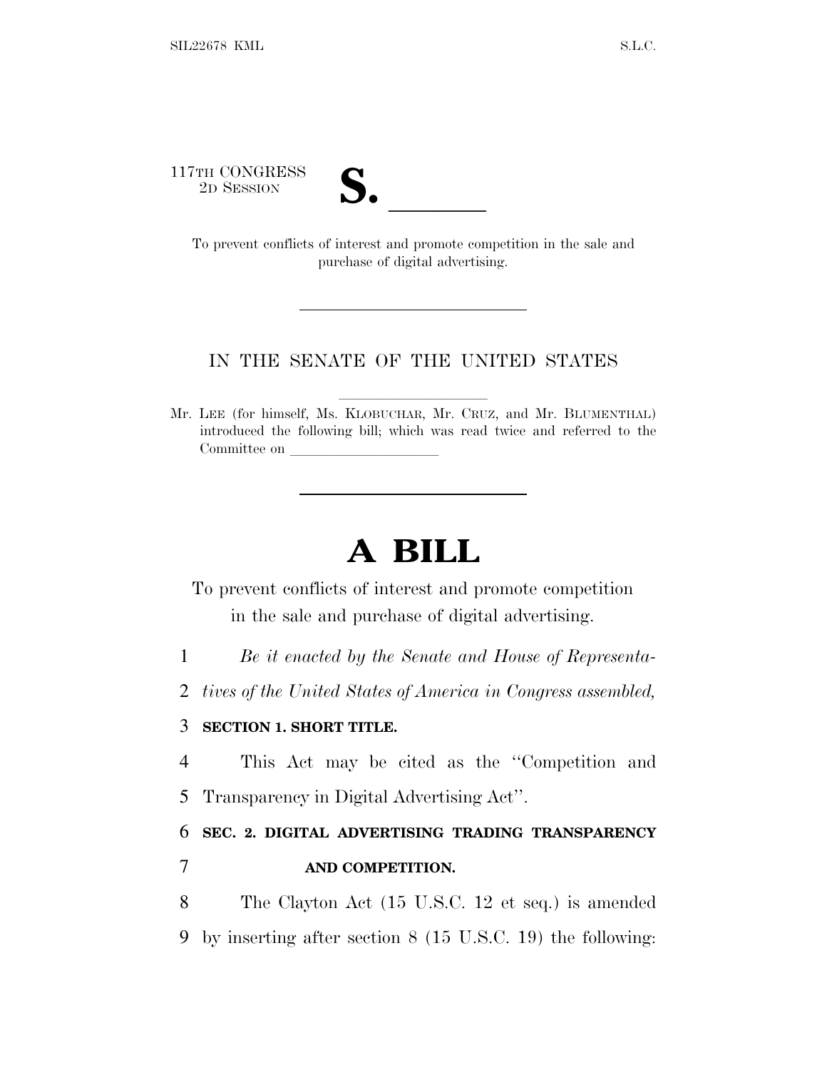117TH CONGRESS
2D SESSION

# S. ______

To prevent conflicts of interest and promote competition in the sale and purchase of digital advertising.

---

IN THE SENATE OF THE UNITED STATES

Mr. LEE (for himself, Ms. KLOBUCHAR, Mr. CRUZ, and Mr. BLUMENTHAL) introduced the following bill; which was read twice and referred to the Committee on ______________

---

# A BILL

To prevent conflicts of interest and promote competition in the sale and purchase of digital advertising.

1 *Be it enacted by the Senate and House of Representa-*
2 *tives of the United States of America in Congress assembled,*

3 **SECTION 1. SHORT TITLE.**

4 This Act may be cited as the ''Competition and
5 Transparency in Digital Advertising Act''.

6 **SEC. 2. DIGITAL ADVERTISING TRADING TRANSPARENCY**
7 **AND COMPETITION.**

8 The Clayton Act (15 U.S.C. 12 et seq.) is amended
9 by inserting after section 8 (15 U.S.C. 19) the following: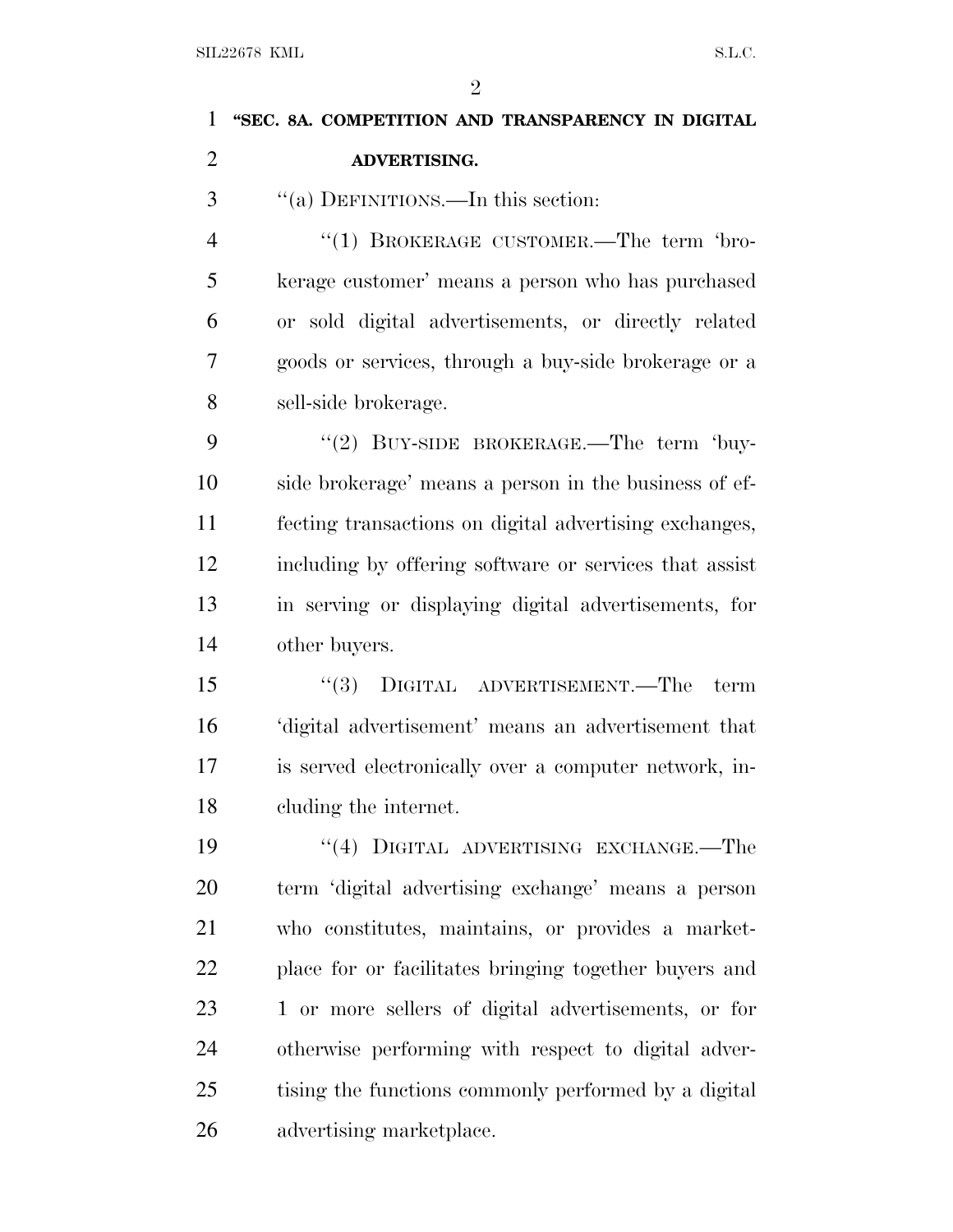**"SEC. 8A. COMPETITION AND TRANSPARENCY IN DIGITAL ADVERTISING.**

"(a) DEFINITIONS.—In this section:

"(1) BROKERAGE CUSTOMER.—The term 'brokerage customer' means a person who has purchased or sold digital advertisements, or directly related goods or services, through a buy-side brokerage or a sell-side brokerage.

"(2) BUY-SIDE BROKERAGE.—The term 'buy-side brokerage' means a person in the business of effecting transactions on digital advertising exchanges, including by offering software or services that assist in serving or displaying digital advertisements, for other buyers.

"(3) DIGITAL ADVERTISEMENT.—The term 'digital advertisement' means an advertisement that is served electronically over a computer network, including the internet.

"(4) DIGITAL ADVERTISING EXCHANGE.—The term 'digital advertising exchange' means a person who constitutes, maintains, or provides a marketplace for or facilitates bringing together buyers and 1 or more sellers of digital advertisements, or for otherwise performing with respect to digital advertising the functions commonly performed by a digital advertising marketplace.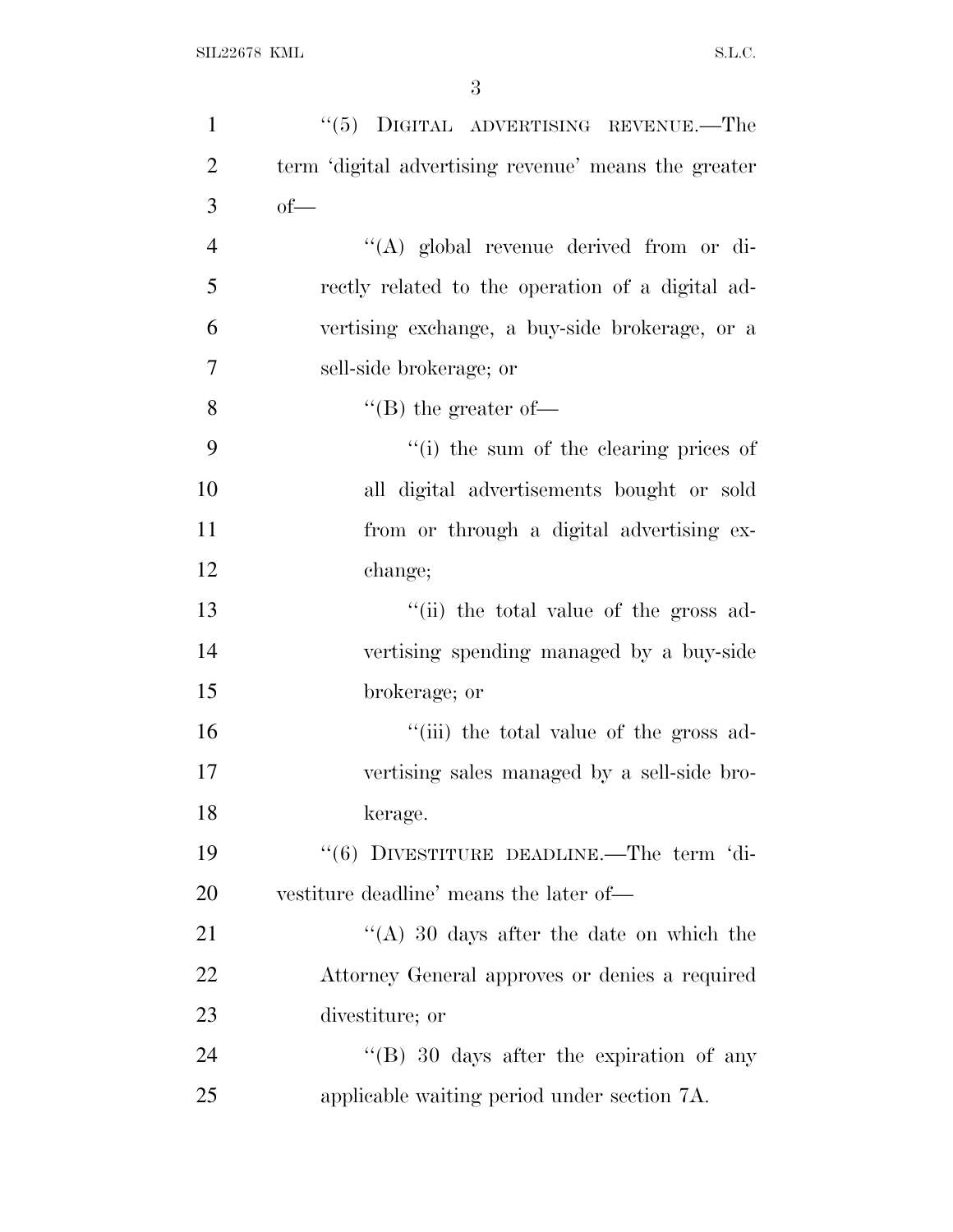"(5) DIGITAL ADVERTISING REVENUE.—The term 'digital advertising revenue' means the greater of—

"(A) global revenue derived from or directly related to the operation of a digital advertising exchange, a buy-side brokerage, or a sell-side brokerage; or

"(B) the greater of—

"(i) the sum of the clearing prices of all digital advertisements bought or sold from or through a digital advertising exchange;

"(ii) the total value of the gross advertising spending managed by a buy-side brokerage; or

"(iii) the total value of the gross advertising sales managed by a sell-side brokerage.

"(6) DIVESTITURE DEADLINE.—The term 'divestiture deadline' means the later of—

"(A) 30 days after the date on which the Attorney General approves or denies a required divestiture; or

"(B) 30 days after the expiration of any applicable waiting period under section 7A.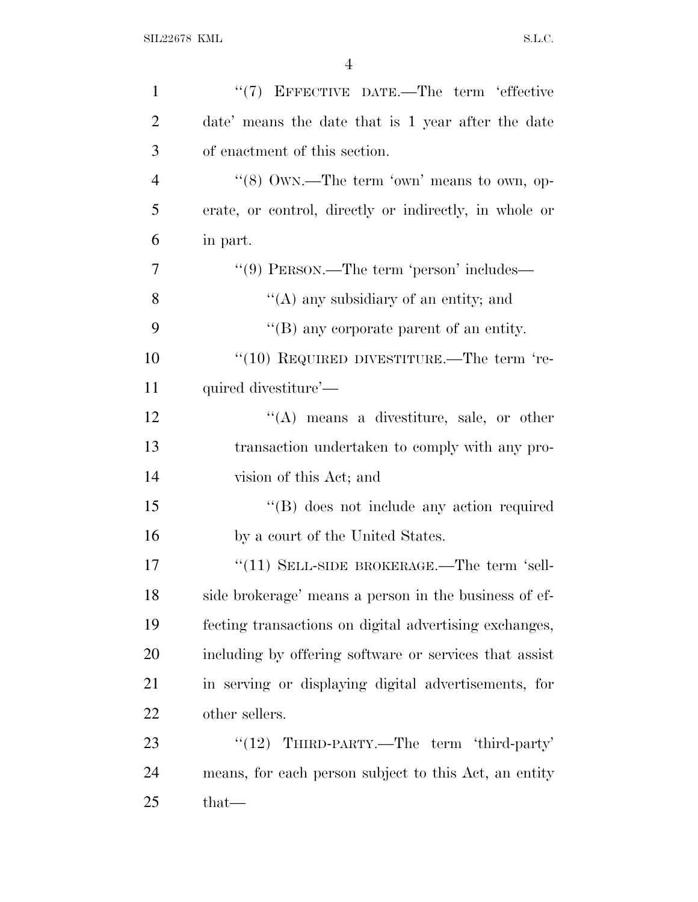''(7) EFFECTIVE DATE.—The term 'effective date' means the date that is 1 year after the date of enactment of this section.

''(8) OWN.—The term 'own' means to own, operate, or control, directly or indirectly, in whole or in part.

''(9) PERSON.—The term 'person' includes—

''(A) any subsidiary of an entity; and

''(B) any corporate parent of an entity.

''(10) REQUIRED DIVESTITURE.—The term 'required divestiture'—

''(A) means a divestiture, sale, or other transaction undertaken to comply with any provision of this Act; and

''(B) does not include any action required by a court of the United States.

''(11) SELL-SIDE BROKERAGE.—The term 'sell-side brokerage' means a person in the business of effecting transactions on digital advertising exchanges, including by offering software or services that assist in serving or displaying digital advertisements, for other sellers.

''(12) THIRD-PARTY.—The term 'third-party' means, for each person subject to this Act, an entity that—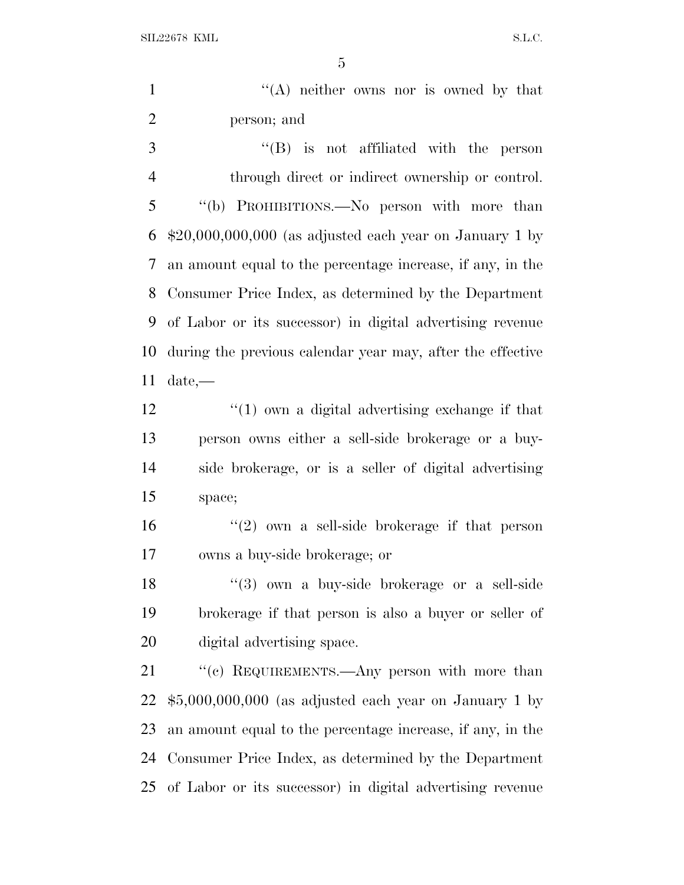"(A) neither owns nor is owned by that person; and

"(B) is not affiliated with the person through direct or indirect ownership or control.

"(b) PROHIBITIONS.—No person with more than $20,000,000,000 (as adjusted each year on January 1 by an amount equal to the percentage increase, if any, in the Consumer Price Index, as determined by the Department of Labor or its successor) in digital advertising revenue during the previous calendar year may, after the effective date,—

"(1) own a digital advertising exchange if that person owns either a sell-side brokerage or a buy-side brokerage, or is a seller of digital advertising space;

"(2) own a sell-side brokerage if that person owns a buy-side brokerage; or

"(3) own a buy-side brokerage or a sell-side brokerage if that person is also a buyer or seller of digital advertising space.

"(c) REQUIREMENTS.—Any person with more than $5,000,000,000 (as adjusted each year on January 1 by an amount equal to the percentage increase, if any, in the Consumer Price Index, as determined by the Department of Labor or its successor) in digital advertising revenue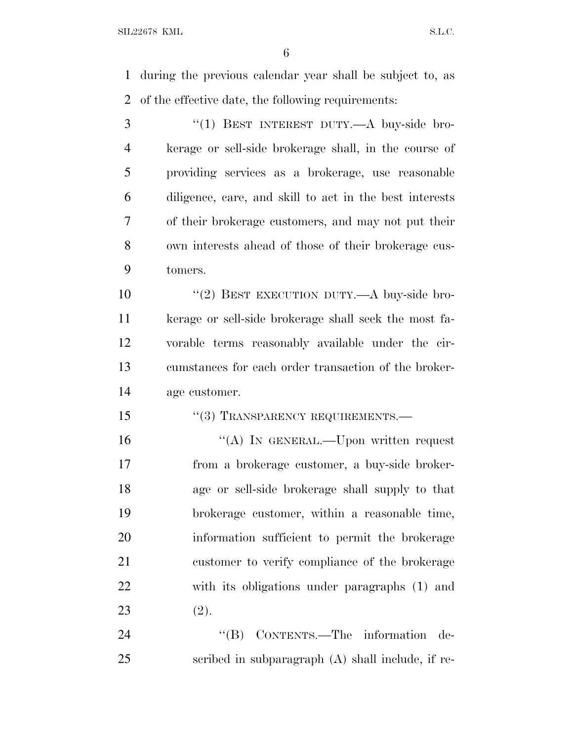during the previous calendar year shall be subject to, as of the effective date, the following requirements:

"(1) BEST INTEREST DUTY.—A buy-side brokerage or sell-side brokerage shall, in the course of providing services as a brokerage, use reasonable diligence, care, and skill to act in the best interests of their brokerage customers, and may not put their own interests ahead of those of their brokerage customers.

"(2) BEST EXECUTION DUTY.—A buy-side brokerage or sell-side brokerage shall seek the most favorable terms reasonably available under the circumstances for each order transaction of the brokerage customer.

"(3) TRANSPARENCY REQUIREMENTS.—

"(A) IN GENERAL.—Upon written request from a brokerage customer, a buy-side brokerage or sell-side brokerage shall supply to that brokerage customer, within a reasonable time, information sufficient to permit the brokerage customer to verify compliance of the brokerage with its obligations under paragraphs (1) and (2).

"(B) CONTENTS.—The information described in subparagraph (A) shall include, if re-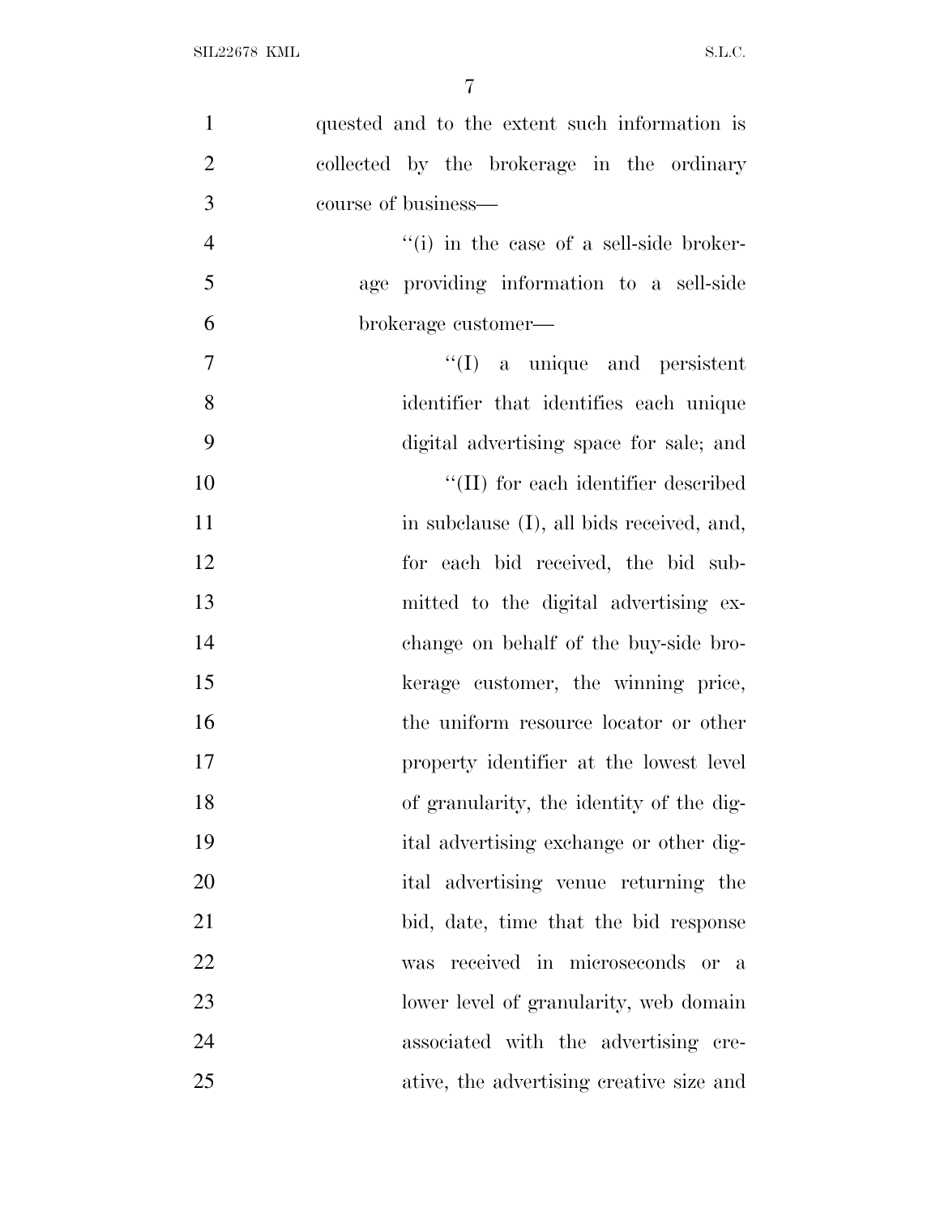quested and to the extent such information is collected by the brokerage in the ordinary course of business—

''(i) in the case of a sell-side brokerage providing information to a sell-side brokerage customer—

''(I) a unique and persistent identifier that identifies each unique digital advertising space for sale; and

''(II) for each identifier described in subclause (I), all bids received, and, for each bid received, the bid submitted to the digital advertising exchange on behalf of the buy-side brokerage customer, the winning price, the uniform resource locator or other property identifier at the lowest level of granularity, the identity of the digital advertising exchange or other digital advertising venue returning the bid, date, time that the bid response was received in microseconds or a lower level of granularity, web domain associated with the advertising creative, the advertising creative size and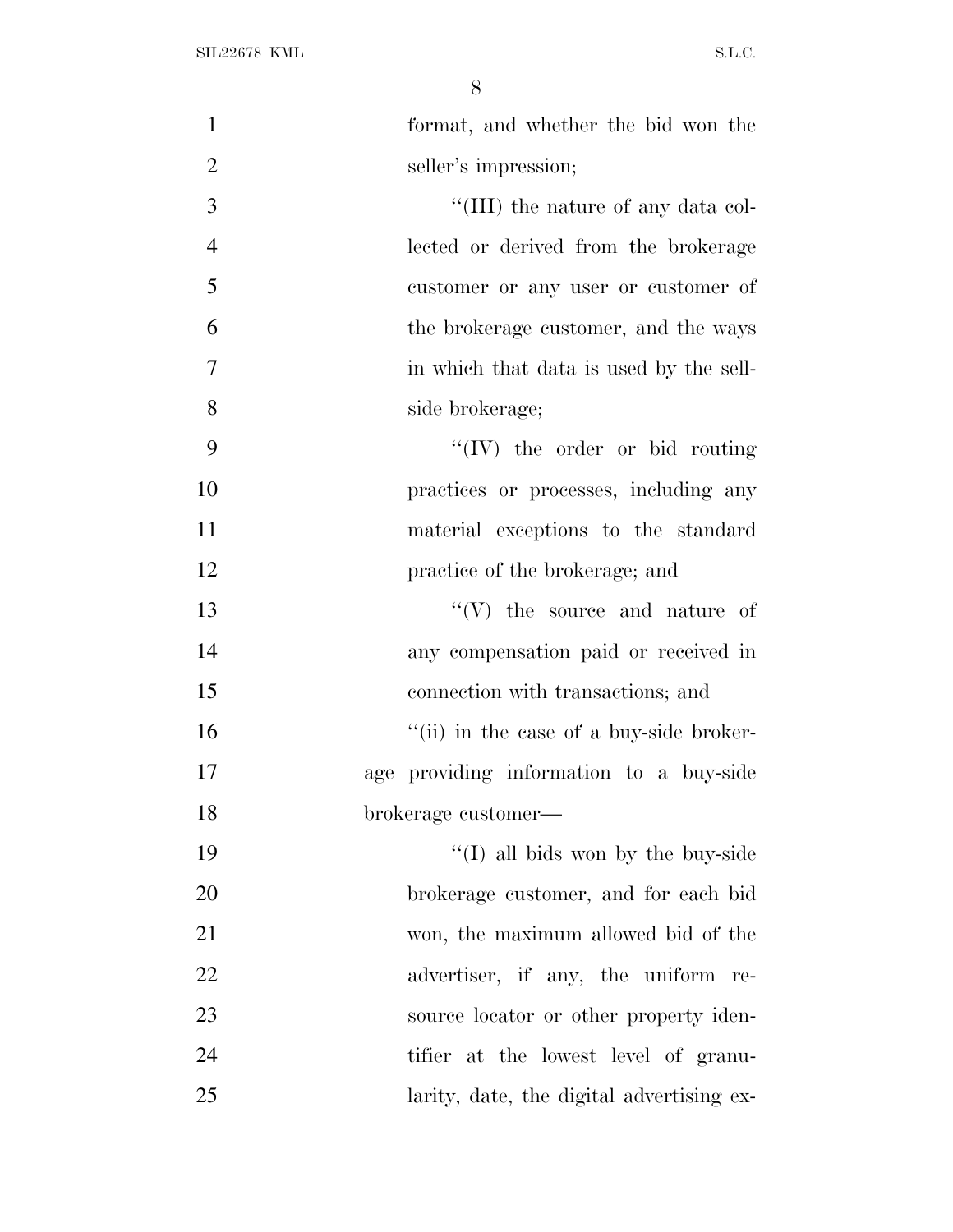format, and whether the bid won the seller's impression;

''(III) the nature of any data collected or derived from the brokerage customer or any user or customer of the brokerage customer, and the ways in which that data is used by the sell-side brokerage;

''(IV) the order or bid routing practices or processes, including any material exceptions to the standard practice of the brokerage; and

''(V) the source and nature of any compensation paid or received in connection with transactions; and

''(ii) in the case of a buy-side brokerage providing information to a buy-side brokerage customer—

''(I) all bids won by the buy-side brokerage customer, and for each bid won, the maximum allowed bid of the advertiser, if any, the uniform resource locator or other property identifier at the lowest level of granularity, date, the digital advertising ex-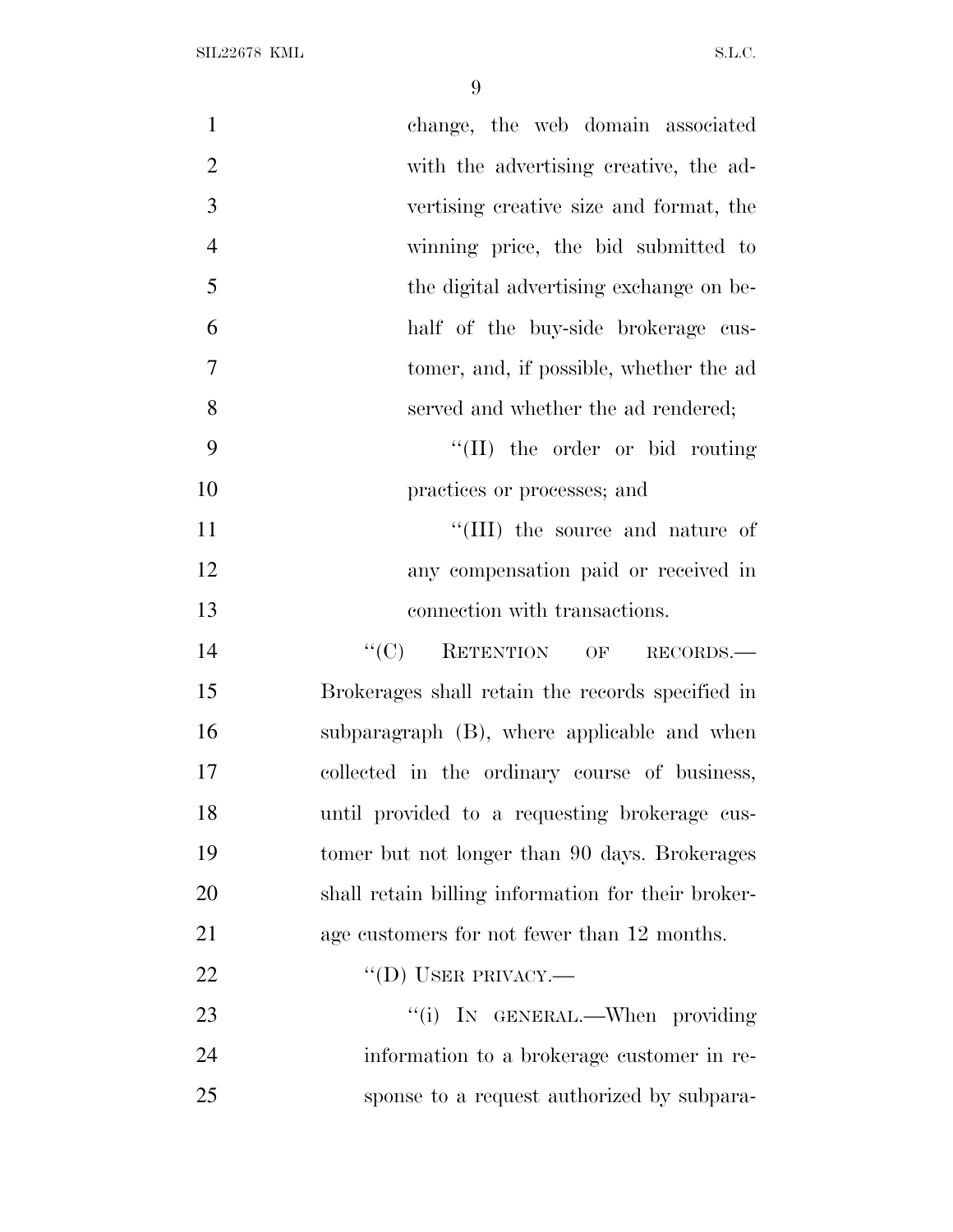change, the web domain associated with the advertising creative, the advertising creative size and format, the winning price, the bid submitted to the digital advertising exchange on behalf of the buy-side brokerage customer, and, if possible, whether the ad served and whether the ad rendered;

"(II) the order or bid routing practices or processes; and

"(III) the source and nature of any compensation paid or received in connection with transactions.

"(C) RETENTION OF RECORDS.—Brokerages shall retain the records specified in subparagraph (B), where applicable and when collected in the ordinary course of business, until provided to a requesting brokerage customer but not longer than 90 days. Brokerages shall retain billing information for their brokerage customers for not fewer than 12 months.

"(D) USER PRIVACY.—

"(i) IN GENERAL.—When providing information to a brokerage customer in response to a request authorized by subpara-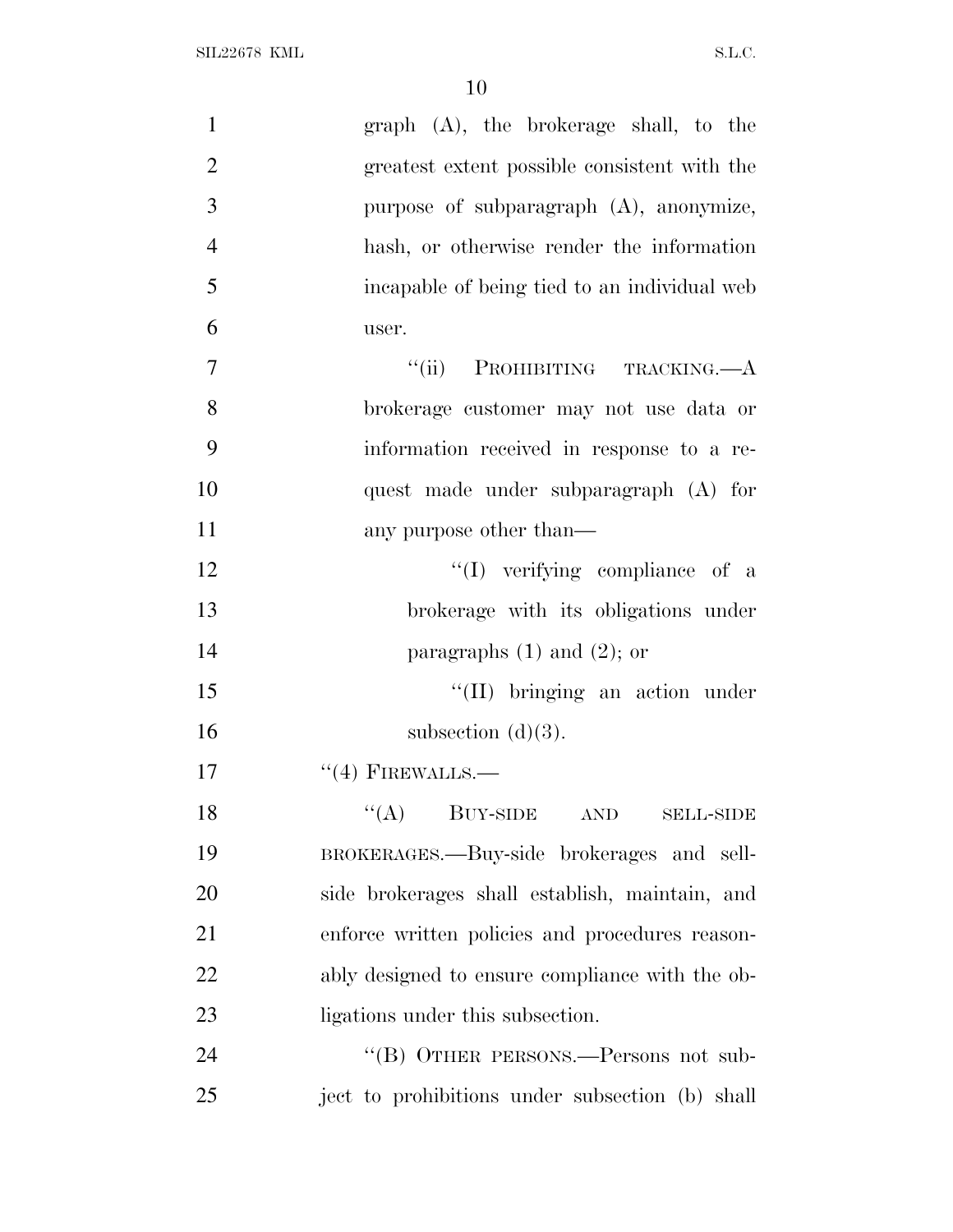graph (A), the brokerage shall, to the greatest extent possible consistent with the purpose of subparagraph (A), anonymize, hash, or otherwise render the information incapable of being tied to an individual web user.

"(ii) PROHIBITING TRACKING.—A brokerage customer may not use data or information received in response to a request made under subparagraph (A) for any purpose other than—

"(I) verifying compliance of a brokerage with its obligations under paragraphs (1) and (2); or

"(II) bringing an action under subsection (d)(3).

"(4) FIREWALLS.—

"(A) BUY-SIDE AND SELL-SIDE BROKERAGES.—Buy-side brokerages and sell-side brokerages shall establish, maintain, and enforce written policies and procedures reasonably designed to ensure compliance with the obligations under this subsection.

"(B) OTHER PERSONS.—Persons not subject to prohibitions under subsection (b) shall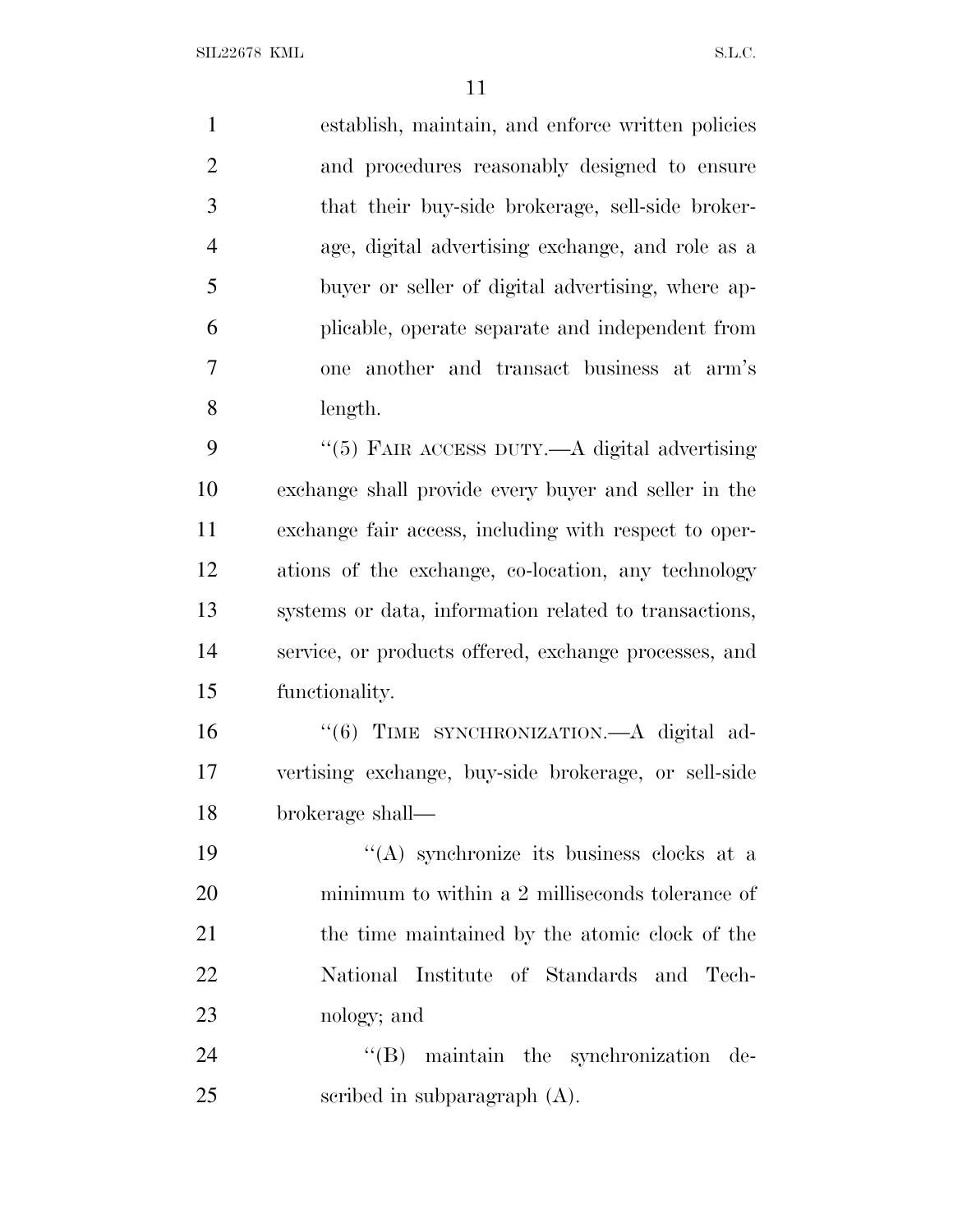establish, maintain, and enforce written policies and procedures reasonably designed to ensure that their buy-side brokerage, sell-side brokerage, digital advertising exchange, and role as a buyer or seller of digital advertising, where applicable, operate separate and independent from one another and transact business at arm's length.

"(5) FAIR ACCESS DUTY.—A digital advertising exchange shall provide every buyer and seller in the exchange fair access, including with respect to operations of the exchange, co-location, any technology systems or data, information related to transactions, service, or products offered, exchange processes, and functionality.

"(6) TIME SYNCHRONIZATION.—A digital advertising exchange, buy-side brokerage, or sell-side brokerage shall—

"(A) synchronize its business clocks at a minimum to within a 2 milliseconds tolerance of the time maintained by the atomic clock of the National Institute of Standards and Technology; and

"(B) maintain the synchronization described in subparagraph (A).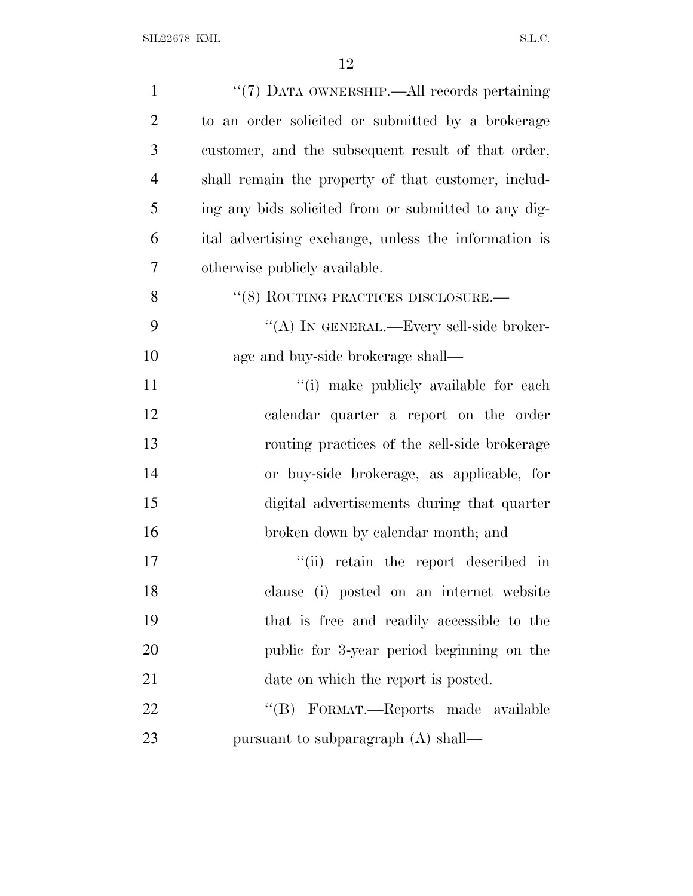"(7) DATA OWNERSHIP.—All records pertaining to an order solicited or submitted by a brokerage customer, and the subsequent result of that order, shall remain the property of that customer, including any bids solicited from or submitted to any digital advertising exchange, unless the information is otherwise publicly available.

"(8) ROUTING PRACTICES DISCLOSURE.—

"(A) IN GENERAL.—Every sell-side brokerage and buy-side brokerage shall—

"(i) make publicly available for each calendar quarter a report on the order routing practices of the sell-side brokerage or buy-side brokerage, as applicable, for digital advertisements during that quarter broken down by calendar month; and

"(ii) retain the report described in clause (i) posted on an internet website that is free and readily accessible to the public for 3-year period beginning on the date on which the report is posted.

"(B) FORMAT.—Reports made available pursuant to subparagraph (A) shall—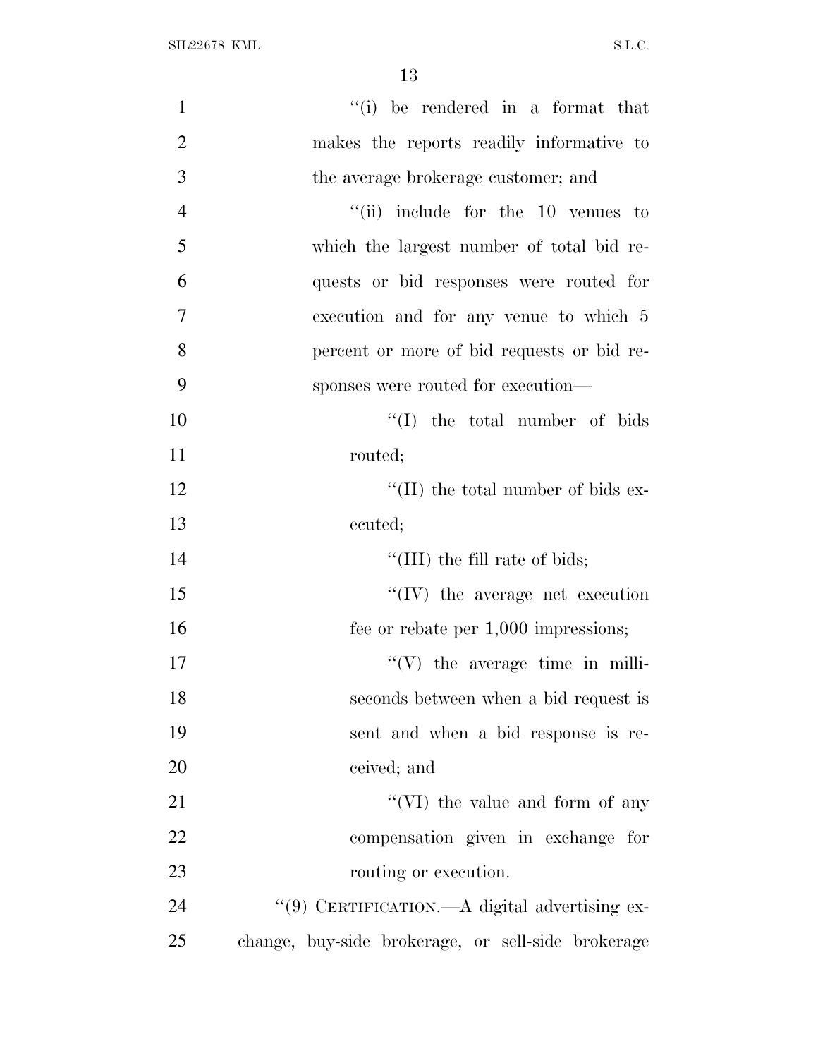''(i) be rendered in a format that makes the reports readily informative to the average brokerage customer; and

''(ii) include for the 10 venues to which the largest number of total bid requests or bid responses were routed for execution and for any venue to which 5 percent or more of bid requests or bid responses were routed for execution—

''(I) the total number of bids routed;

''(II) the total number of bids executed;

''(III) the fill rate of bids;

''(IV) the average net execution fee or rebate per 1,000 impressions;

''(V) the average time in milliseconds between when a bid request is sent and when a bid response is received; and

''(VI) the value and form of any compensation given in exchange for routing or execution.

''(9) CERTIFICATION.—A digital advertising exchange, buy-side brokerage, or sell-side brokerage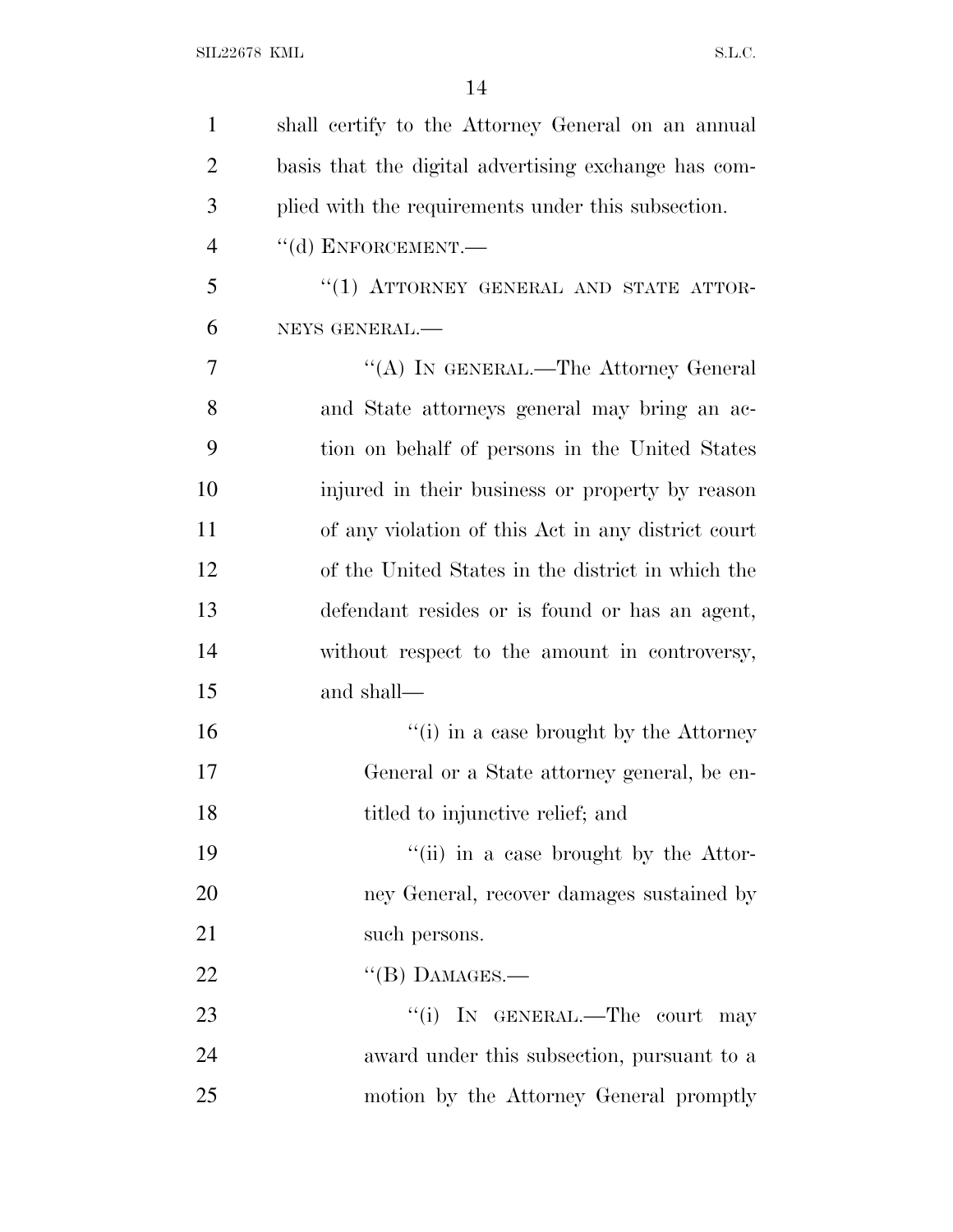shall certify to the Attorney General on an annual basis that the digital advertising exchange has complied with the requirements under this subsection.

"(d) ENFORCEMENT.—

"(1) ATTORNEY GENERAL AND STATE ATTORNEYS GENERAL.—

"(A) IN GENERAL.—The Attorney General and State attorneys general may bring an action on behalf of persons in the United States injured in their business or property by reason of any violation of this Act in any district court of the United States in the district in which the defendant resides or is found or has an agent, without respect to the amount in controversy, and shall—

"(i) in a case brought by the Attorney General or a State attorney general, be entitled to injunctive relief; and

"(ii) in a case brought by the Attorney General, recover damages sustained by such persons.

"(B) DAMAGES.—

"(i) IN GENERAL.—The court may award under this subsection, pursuant to a motion by the Attorney General promptly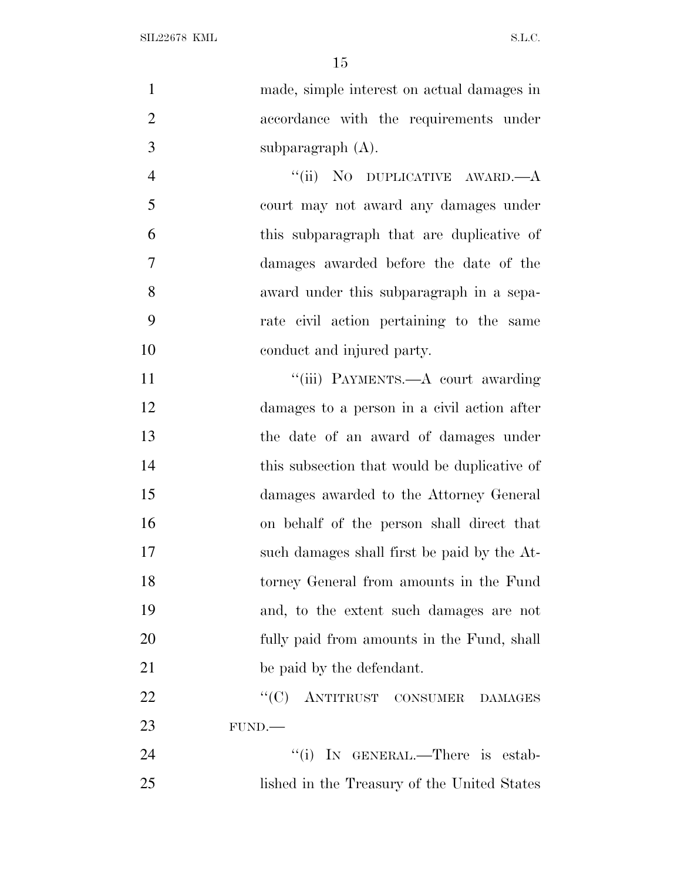made, simple interest on actual damages in accordance with the requirements under subparagraph (A).

"(ii) NO DUPLICATIVE AWARD.—A court may not award any damages under this subparagraph that are duplicative of damages awarded before the date of the award under this subparagraph in a separate civil action pertaining to the same conduct and injured party.

"(iii) PAYMENTS.—A court awarding damages to a person in a civil action after the date of an award of damages under this subsection that would be duplicative of damages awarded to the Attorney General on behalf of the person shall direct that such damages shall first be paid by the Attorney General from amounts in the Fund and, to the extent such damages are not fully paid from amounts in the Fund, shall be paid by the defendant.

"(C) ANTITRUST CONSUMER DAMAGES FUND.—

"(i) IN GENERAL.—There is established in the Treasury of the United States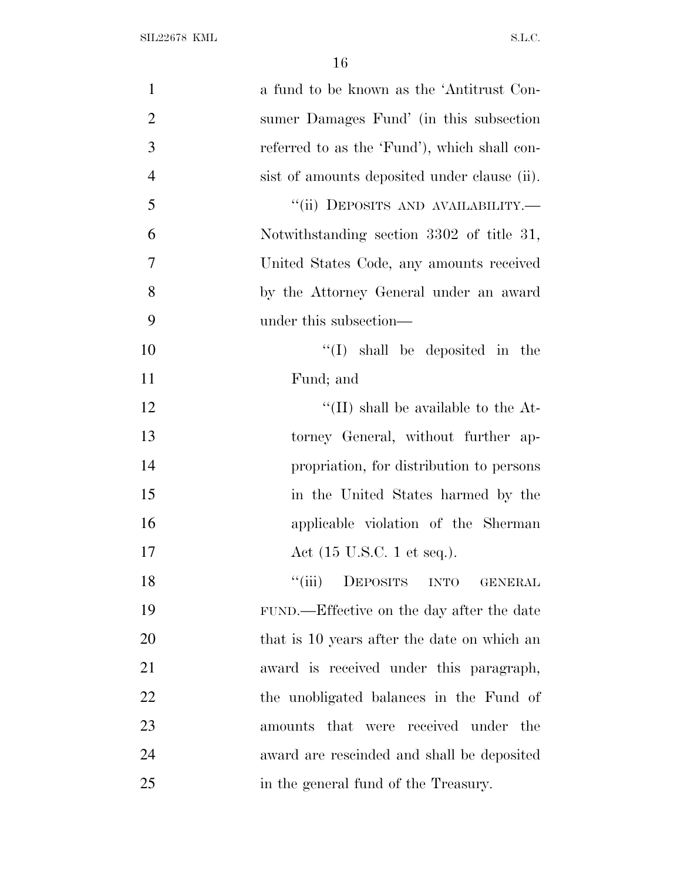a fund to be known as the 'Antitrust Consumer Damages Fund' (in this subsection referred to as the 'Fund'), which shall consist of amounts deposited under clause (ii).

"(ii) DEPOSITS AND AVAILABILITY.—Notwithstanding section 3302 of title 31, United States Code, any amounts received by the Attorney General under an award under this subsection—

"(I) shall be deposited in the Fund; and

"(II) shall be available to the Attorney General, without further appropriation, for distribution to persons in the United States harmed by the applicable violation of the Sherman Act (15 U.S.C. 1 et seq.).

"(iii) DEPOSITS INTO GENERAL FUND.—Effective on the day after the date that is 10 years after the date on which an award is received under this paragraph, the unobligated balances in the Fund of amounts that were received under the award are rescinded and shall be deposited in the general fund of the Treasury.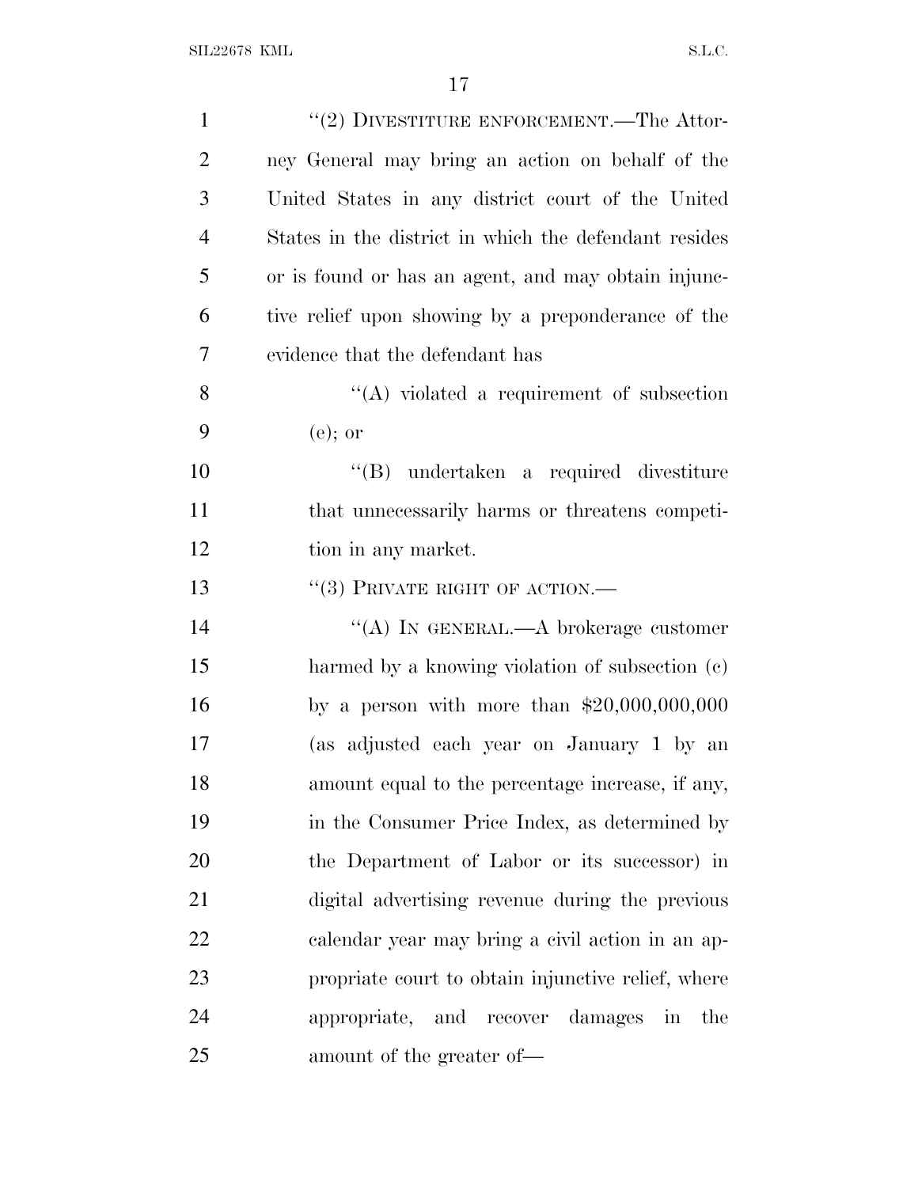"(2) DIVESTITURE ENFORCEMENT.—The Attorney General may bring an action on behalf of the United States in any district court of the United States in the district in which the defendant resides or is found or has an agent, and may obtain injunctive relief upon showing by a preponderance of the evidence that the defendant has

"(A) violated a requirement of subsection (e); or

"(B) undertaken a required divestiture that unnecessarily harms or threatens competition in any market.

"(3) PRIVATE RIGHT OF ACTION.—

"(A) IN GENERAL.—A brokerage customer harmed by a knowing violation of subsection (c) by a person with more than $20,000,000,000 (as adjusted each year on January 1 by an amount equal to the percentage increase, if any, in the Consumer Price Index, as determined by the Department of Labor or its successor) in digital advertising revenue during the previous calendar year may bring a civil action in an appropriate court to obtain injunctive relief, where appropriate, and recover damages in the amount of the greater of—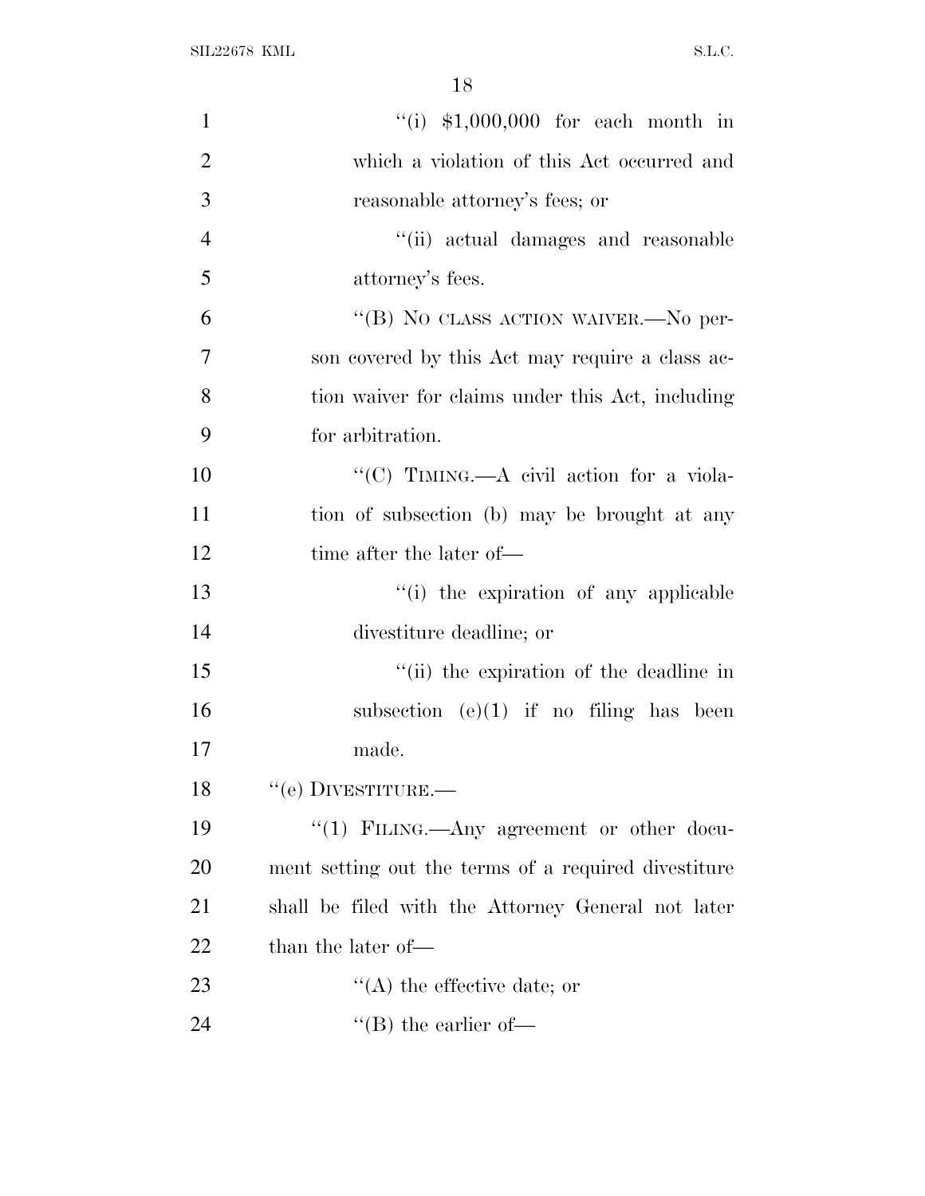"(i) $1,000,000 for each month in which a violation of this Act occurred and reasonable attorney's fees; or

"(ii) actual damages and reasonable attorney's fees.

"(B) NO CLASS ACTION WAIVER.—No person covered by this Act may require a class action waiver for claims under this Act, including for arbitration.

"(C) TIMING.—A civil action for a violation of subsection (b) may be brought at any time after the later of—

"(i) the expiration of any applicable divestiture deadline; or

"(ii) the expiration of the deadline in subsection (e)(1) if no filing has been made.

"(e) DIVESTITURE.—

"(1) FILING.—Any agreement or other document setting out the terms of a required divestiture shall be filed with the Attorney General not later than the later of—

"(A) the effective date; or

"(B) the earlier of—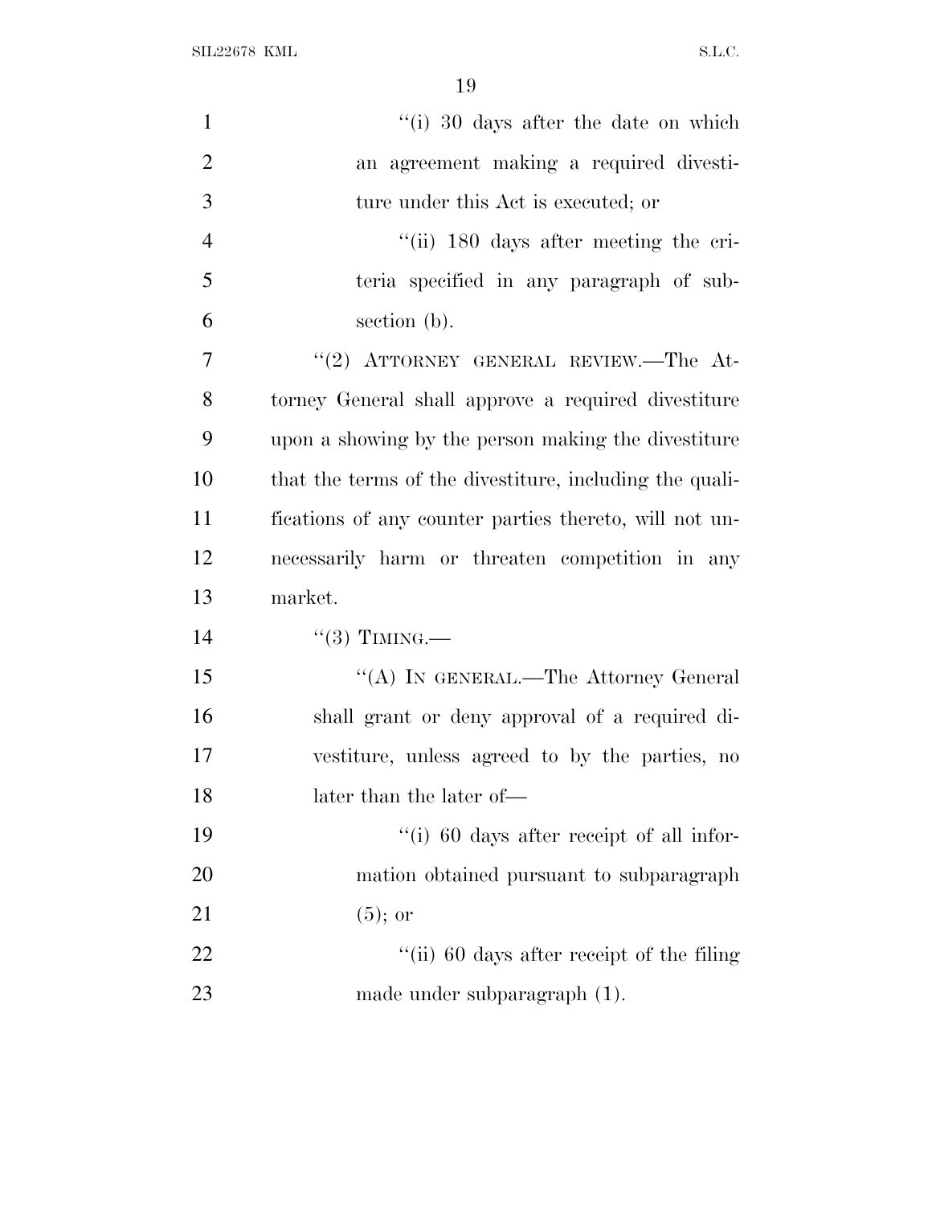"(i) 30 days after the date on which an agreement making a required divestiture under this Act is executed; or

"(ii) 180 days after meeting the criteria specified in any paragraph of subsection (b).

"(2) ATTORNEY GENERAL REVIEW.—The Attorney General shall approve a required divestiture upon a showing by the person making the divestiture that the terms of the divestiture, including the qualifications of any counter parties thereto, will not unnecessarily harm or threaten competition in any market.

"(3) TIMING.—

"(A) IN GENERAL.—The Attorney General shall grant or deny approval of a required divestiture, unless agreed to by the parties, no later than the later of—

"(i) 60 days after receipt of all information obtained pursuant to subparagraph (5); or

"(ii) 60 days after receipt of the filing made under subparagraph (1).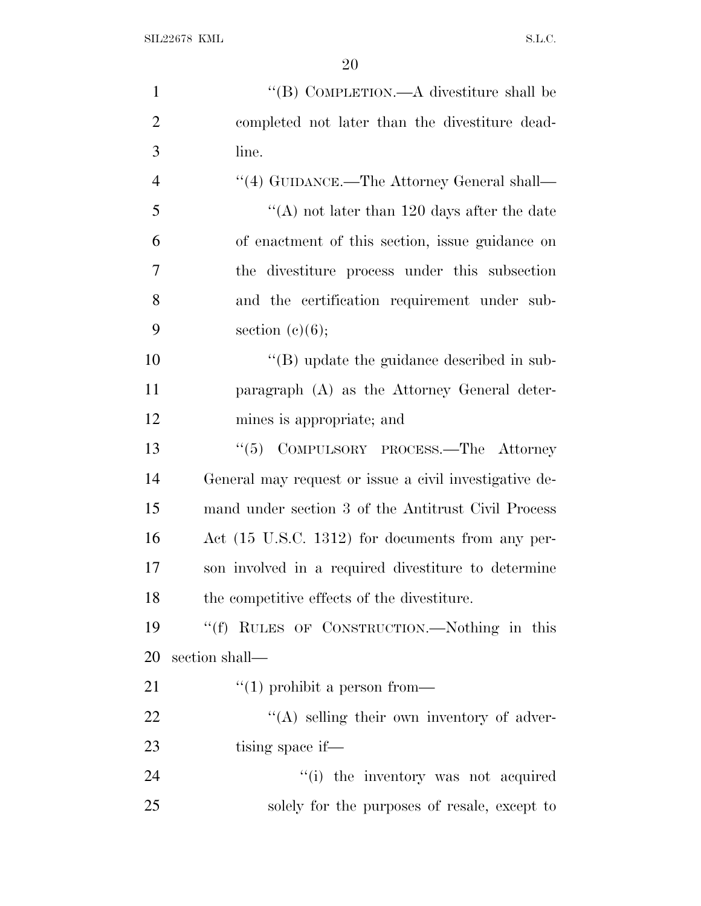"(B) COMPLETION.—A divestiture shall be completed not later than the divestiture deadline.

"(4) GUIDANCE.—The Attorney General shall—

"(A) not later than 120 days after the date of enactment of this section, issue guidance on the divestiture process under this subsection and the certification requirement under subsection (c)(6);

"(B) update the guidance described in subparagraph (A) as the Attorney General determines is appropriate; and

"(5) COMPULSORY PROCESS.—The Attorney General may request or issue a civil investigative demand under section 3 of the Antitrust Civil Process Act (15 U.S.C. 1312) for documents from any person involved in a required divestiture to determine the competitive effects of the divestiture.

"(f) RULES OF CONSTRUCTION.—Nothing in this section shall—

"(1) prohibit a person from—

"(A) selling their own inventory of advertising space if—

"(i) the inventory was not acquired solely for the purposes of resale, except to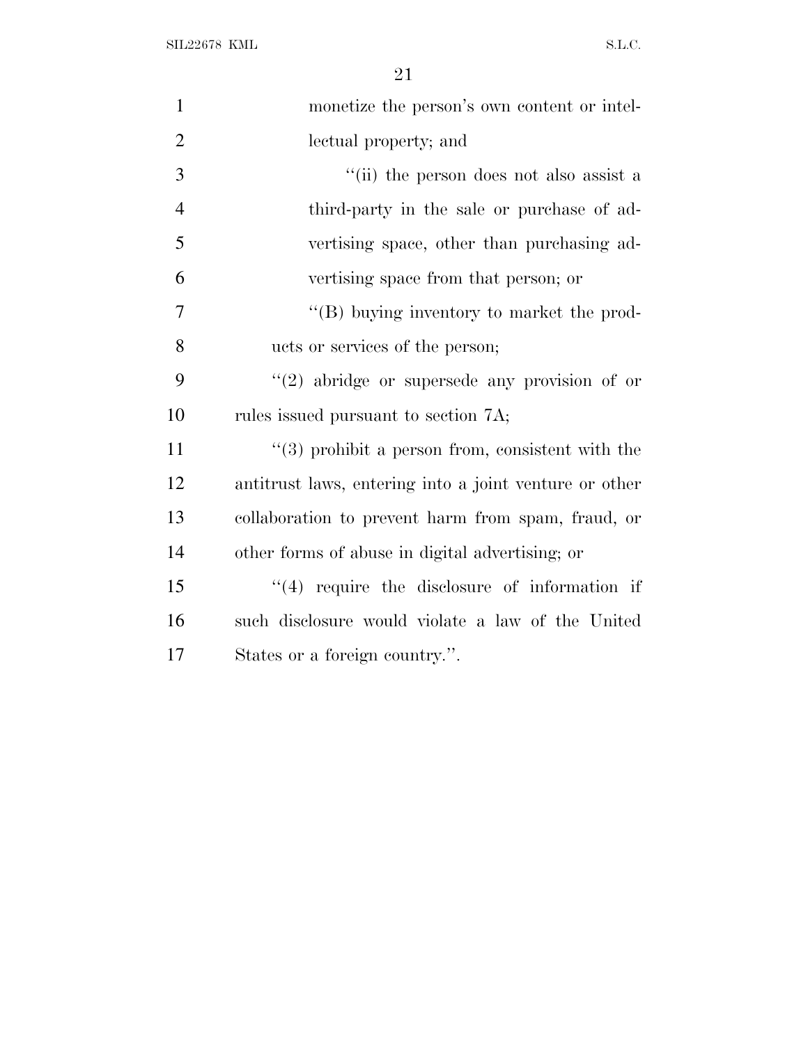monetize the person's own content or intellectual property; and

''(ii) the person does not also assist a third-party in the sale or purchase of advertising space, other than purchasing advertising space from that person; or

''(B) buying inventory to market the products or services of the person;

''(2) abridge or supersede any provision of or rules issued pursuant to section 7A;

''(3) prohibit a person from, consistent with the antitrust laws, entering into a joint venture or other collaboration to prevent harm from spam, fraud, or other forms of abuse in digital advertising; or

''(4) require the disclosure of information if such disclosure would violate a law of the United States or a foreign country.''.